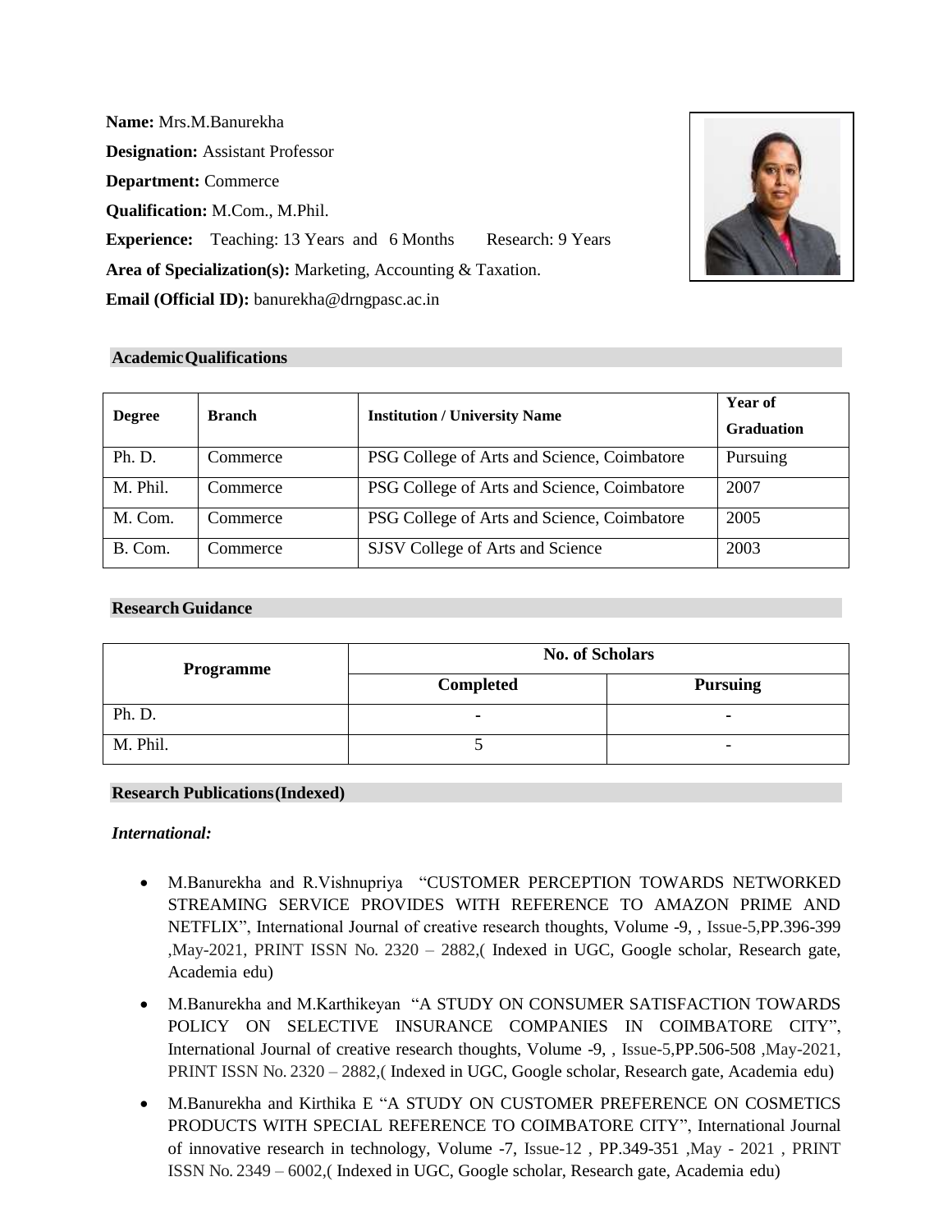**Name:** Mrs.M.Banurekha

**Designation:** Assistant Professor

**Department:** Commerce

**Qualification:** M.Com., M.Phil.

**Experience:** Teaching: 13 Years and 6 Months Research: 9 Years

**Area of Specialization(s):** Marketing, Accounting & Taxation.

**Email (Official ID):** banurekha@drngpasc.ac.in

## Academic Qualifications

| Degree | Branch | Institution / University Name | Year of Graduation |
|---|---|---|---|
| Ph. D. | Commerce | PSG College of Arts and Science, Coimbatore | Pursuing |
| M. Phil. | Commerce | PSG College of Arts and Science, Coimbatore | 2007 |
| M. Com. | Commerce | PSG College of Arts and Science, Coimbatore | 2005 |
| B. Com. | Commerce | SJSV College of Arts and Science | 2003 |

## Research Guidance

| Programme | No. of Scholars | |
|---|---|---|
| | Completed | Pursuing |
| Ph. D. | - | - |
| M. Phil. | 5 | - |

## Research Publications (Indexed)

*International:*

- M.Banurekha and R.Vishnupriya "CUSTOMER PERCEPTION TOWARDS NETWORKED STREAMING SERVICE PROVIDES WITH REFERENCE TO AMAZON PRIME AND NETFLIX", International Journal of creative research thoughts, Volume -9, , Issue-5,PP.396-399 ,May-2021, PRINT ISSN No. 2320 – 2882,( Indexed in UGC, Google scholar, Research gate, Academia edu)
- M.Banurekha and M.Karthikeyan "A STUDY ON CONSUMER SATISFACTION TOWARDS POLICY ON SELECTIVE INSURANCE COMPANIES IN COIMBATORE CITY", International Journal of creative research thoughts, Volume -9, , Issue-5,PP.506-508 ,May-2021, PRINT ISSN No. 2320 – 2882,( Indexed in UGC, Google scholar, Research gate, Academia edu)
- M.Banurekha and Kirthika E "A STUDY ON CUSTOMER PREFERENCE ON COSMETICS PRODUCTS WITH SPECIAL REFERENCE TO COIMBATORE CITY", International Journal of innovative research in technology, Volume -7, Issue-12 , PP.349-351 ,May - 2021 , PRINT ISSN No. 2349 – 6002,( Indexed in UGC, Google scholar, Research gate, Academia edu)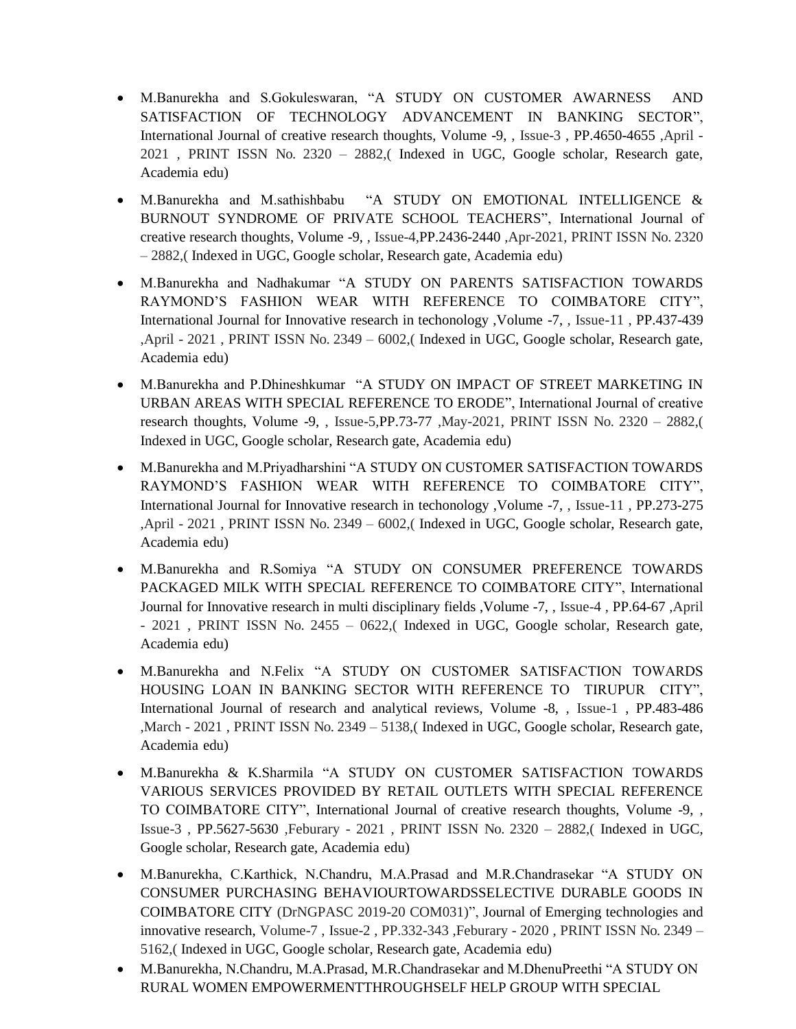- M.Banurekha and S.Gokuleswaran, "A STUDY ON CUSTOMER AWARNESS AND SATISFACTION OF TECHNOLOGY ADVANCEMENT IN BANKING SECTOR", International Journal of creative research thoughts, Volume -9, , Issue-3 , PP.4650-4655 ,April - 2021 , PRINT ISSN No. 2320 – 2882,( Indexed in UGC, Google scholar, Research gate, Academia edu)
- M.Banurekha and M.sathishbabu "A STUDY ON EMOTIONAL INTELLIGENCE & BURNOUT SYNDROME OF PRIVATE SCHOOL TEACHERS", International Journal of creative research thoughts, Volume -9, , Issue-4,PP.2436-2440 ,Apr-2021, PRINT ISSN No. 2320 – 2882,( Indexed in UGC, Google scholar, Research gate, Academia edu)
- M.Banurekha and Nadhakumar "A STUDY ON PARENTS SATISFACTION TOWARDS RAYMOND'S FASHION WEAR WITH REFERENCE TO COIMBATORE CITY", International Journal for Innovative research in techonology ,Volume -7, , Issue-11 , PP.437-439 ,April - 2021 , PRINT ISSN No. 2349 – 6002,( Indexed in UGC, Google scholar, Research gate, Academia edu)
- M.Banurekha and P.Dhineshkumar "A STUDY ON IMPACT OF STREET MARKETING IN URBAN AREAS WITH SPECIAL REFERENCE TO ERODE", International Journal of creative research thoughts, Volume -9, , Issue-5,PP.73-77 ,May-2021, PRINT ISSN No. 2320 – 2882,( Indexed in UGC, Google scholar, Research gate, Academia edu)
- M.Banurekha and M.Priyadharshini "A STUDY ON CUSTOMER SATISFACTION TOWARDS RAYMOND'S FASHION WEAR WITH REFERENCE TO COIMBATORE CITY", International Journal for Innovative research in techonology ,Volume -7, , Issue-11 , PP.273-275 ,April - 2021 , PRINT ISSN No. 2349 – 6002,( Indexed in UGC, Google scholar, Research gate, Academia edu)
- M.Banurekha and R.Somiya "A STUDY ON CONSUMER PREFERENCE TOWARDS PACKAGED MILK WITH SPECIAL REFERENCE TO COIMBATORE CITY", International Journal for Innovative research in multi disciplinary fields ,Volume -7, , Issue-4 , PP.64-67 ,April - 2021 , PRINT ISSN No. 2455 – 0622,( Indexed in UGC, Google scholar, Research gate, Academia edu)
- M.Banurekha and N.Felix "A STUDY ON CUSTOMER SATISFACTION TOWARDS HOUSING LOAN IN BANKING SECTOR WITH REFERENCE TO TIRUPUR CITY", International Journal of research and analytical reviews, Volume -8, , Issue-1 , PP.483-486 ,March - 2021 , PRINT ISSN No. 2349 – 5138,( Indexed in UGC, Google scholar, Research gate, Academia edu)
- M.Banurekha & K.Sharmila "A STUDY ON CUSTOMER SATISFACTION TOWARDS VARIOUS SERVICES PROVIDED BY RETAIL OUTLETS WITH SPECIAL REFERENCE TO COIMBATORE CITY", International Journal of creative research thoughts, Volume -9, , Issue-3 , PP.5627-5630 ,Feburary - 2021 , PRINT ISSN No. 2320 – 2882,( Indexed in UGC, Google scholar, Research gate, Academia edu)
- M.Banurekha, C.Karthick, N.Chandru, M.A.Prasad and M.R.Chandrasekar "A STUDY ON CONSUMER PURCHASING BEHAVIOURTOWARDSSELECTIVE DURABLE GOODS IN COIMBATORE CITY (DrNGPASC 2019-20 COM031)", Journal of Emerging technologies and innovative research, Volume-7 , Issue-2 , PP.332-343 ,Feburary - 2020 , PRINT ISSN No. 2349 – 5162,( Indexed in UGC, Google scholar, Research gate, Academia edu)
- M.Banurekha, N.Chandru, M.A.Prasad, M.R.Chandrasekar and M.DhenuPreethi "A STUDY ON RURAL WOMEN EMPOWERMENTTHROUGHSELF HELP GROUP WITH SPECIAL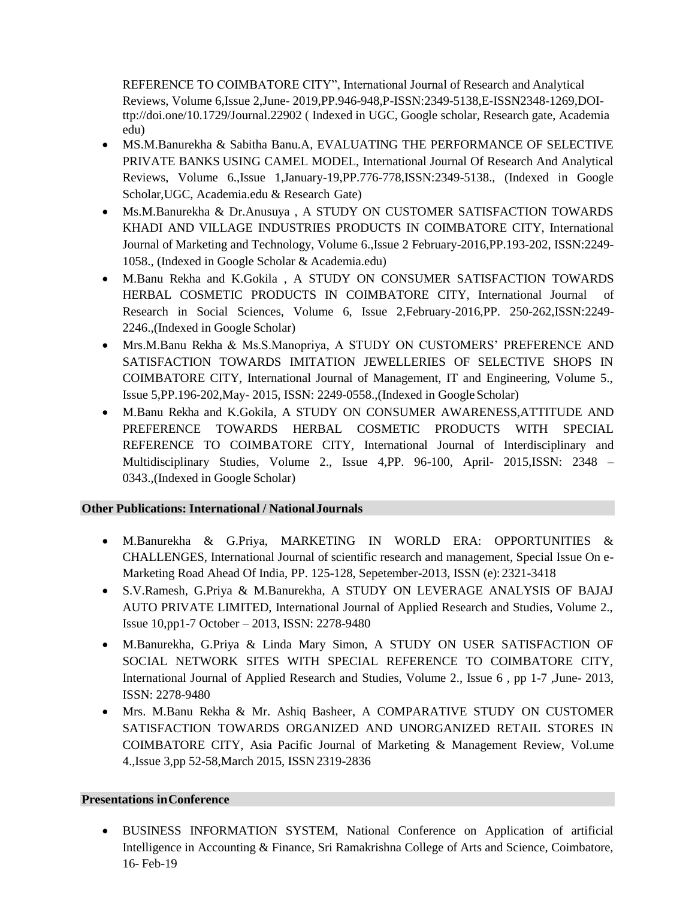REFERENCE TO COIMBATORE CITY", International Journal of Research and Analytical Reviews, Volume 6,Issue 2,June- 2019,PP.946-948,P-ISSN:2349-5138,E-ISSN2348-1269,DOI-ttp://doi.one/10.1729/Journal.22902 ( Indexed in UGC, Google scholar, Research gate, Academia edu)

- MS.M.Banurekha & Sabitha Banu.A, EVALUATING THE PERFORMANCE OF SELECTIVE PRIVATE BANKS USING CAMEL MODEL, International Journal Of Research And Analytical Reviews, Volume 6.,Issue 1,January-19,PP.776-778,ISSN:2349-5138., (Indexed in Google Scholar,UGC, Academia.edu & Research Gate)
- Ms.M.Banurekha & Dr.Anusuya , A STUDY ON CUSTOMER SATISFACTION TOWARDS KHADI AND VILLAGE INDUSTRIES PRODUCTS IN COIMBATORE CITY, International Journal of Marketing and Technology, Volume 6.,Issue 2 February-2016,PP.193-202, ISSN:2249-1058., (Indexed in Google Scholar & Academia.edu)
- M.Banu Rekha and K.Gokila , A STUDY ON CONSUMER SATISFACTION TOWARDS HERBAL COSMETIC PRODUCTS IN COIMBATORE CITY, International Journal of Research in Social Sciences, Volume 6, Issue 2,February-2016,PP. 250-262,ISSN:2249-2246.,(Indexed in Google Scholar)
- Mrs.M.Banu Rekha & Ms.S.Manopriya, A STUDY ON CUSTOMERS' PREFERENCE AND SATISFACTION TOWARDS IMITATION JEWELLERIES OF SELECTIVE SHOPS IN COIMBATORE CITY, International Journal of Management, IT and Engineering, Volume 5., Issue 5,PP.196-202,May- 2015, ISSN: 2249-0558.,(Indexed in Google Scholar)
- M.Banu Rekha and K.Gokila, A STUDY ON CONSUMER AWARENESS,ATTITUDE AND PREFERENCE TOWARDS HERBAL COSMETIC PRODUCTS WITH SPECIAL REFERENCE TO COIMBATORE CITY, International Journal of Interdisciplinary and Multidisciplinary Studies, Volume 2., Issue 4,PP. 96-100, April- 2015,ISSN: 2348 – 0343.,(Indexed in Google Scholar)

**Other Publications: International / National Journals**

- M.Banurekha & G.Priya, MARKETING IN WORLD ERA: OPPORTUNITIES & CHALLENGES, International Journal of scientific research and management, Special Issue On e-Marketing Road Ahead Of India, PP. 125-128, Sepetember-2013, ISSN (e): 2321-3418
- S.V.Ramesh, G.Priya & M.Banurekha, A STUDY ON LEVERAGE ANALYSIS OF BAJAJ AUTO PRIVATE LIMITED, International Journal of Applied Research and Studies, Volume 2., Issue 10,pp1-7 October – 2013, ISSN: 2278-9480
- M.Banurekha, G.Priya & Linda Mary Simon, A STUDY ON USER SATISFACTION OF SOCIAL NETWORK SITES WITH SPECIAL REFERENCE TO COIMBATORE CITY, International Journal of Applied Research and Studies, Volume 2., Issue 6 , pp 1-7 ,June- 2013, ISSN: 2278-9480
- Mrs. M.Banu Rekha & Mr. Ashiq Basheer, A COMPARATIVE STUDY ON CUSTOMER SATISFACTION TOWARDS ORGANIZED AND UNORGANIZED RETAIL STORES IN COIMBATORE CITY, Asia Pacific Journal of Marketing & Management Review, Vol.ume 4.,Issue 3,pp 52-58,March 2015, ISSN 2319-2836

**Presentations in Conference**

- BUSINESS INFORMATION SYSTEM, National Conference on Application of artificial Intelligence in Accounting & Finance, Sri Ramakrishna College of Arts and Science, Coimbatore, 16- Feb-19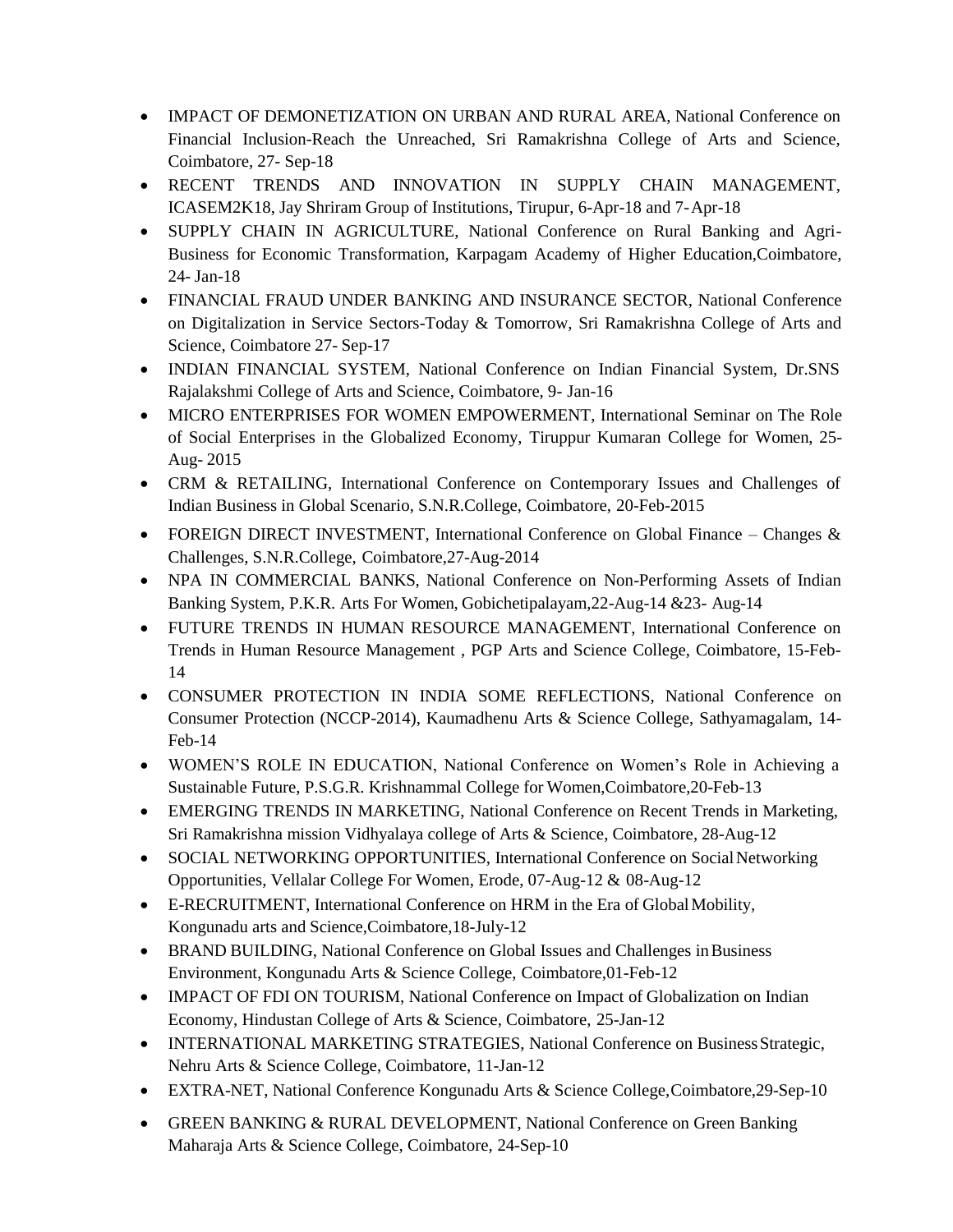- IMPACT OF DEMONETIZATION ON URBAN AND RURAL AREA, National Conference on Financial Inclusion-Reach the Unreached, Sri Ramakrishna College of Arts and Science, Coimbatore, 27- Sep-18
- RECENT TRENDS AND INNOVATION IN SUPPLY CHAIN MANAGEMENT, ICASEM2K18, Jay Shriram Group of Institutions, Tirupur, 6-Apr-18 and 7-Apr-18
- SUPPLY CHAIN IN AGRICULTURE, National Conference on Rural Banking and Agri-Business for Economic Transformation, Karpagam Academy of Higher Education,Coimbatore, 24- Jan-18
- FINANCIAL FRAUD UNDER BANKING AND INSURANCE SECTOR, National Conference on Digitalization in Service Sectors-Today & Tomorrow, Sri Ramakrishna College of Arts and Science, Coimbatore 27- Sep-17
- INDIAN FINANCIAL SYSTEM, National Conference on Indian Financial System, Dr.SNS Rajalakshmi College of Arts and Science, Coimbatore, 9- Jan-16
- MICRO ENTERPRISES FOR WOMEN EMPOWERMENT, International Seminar on The Role of Social Enterprises in the Globalized Economy, Tiruppur Kumaran College for Women, 25-Aug- 2015
- CRM & RETAILING, International Conference on Contemporary Issues and Challenges of Indian Business in Global Scenario, S.N.R.College, Coimbatore, 20-Feb-2015
- FOREIGN DIRECT INVESTMENT, International Conference on Global Finance – Changes & Challenges, S.N.R.College, Coimbatore,27-Aug-2014
- NPA IN COMMERCIAL BANKS, National Conference on Non-Performing Assets of Indian Banking System, P.K.R. Arts For Women, Gobichetipalayam,22-Aug-14 &23- Aug-14
- FUTURE TRENDS IN HUMAN RESOURCE MANAGEMENT, International Conference on Trends in Human Resource Management , PGP Arts and Science College, Coimbatore, 15-Feb-14
- CONSUMER PROTECTION IN INDIA SOME REFLECTIONS, National Conference on Consumer Protection (NCCP-2014), Kaumadhenu Arts & Science College, Sathyamagalam, 14-Feb-14
- WOMEN'S ROLE IN EDUCATION, National Conference on Women's Role in Achieving a Sustainable Future, P.S.G.R. Krishnammal College for Women,Coimbatore,20-Feb-13
- EMERGING TRENDS IN MARKETING, National Conference on Recent Trends in Marketing, Sri Ramakrishna mission Vidhyalaya college of Arts & Science, Coimbatore, 28-Aug-12
- SOCIAL NETWORKING OPPORTUNITIES, International Conference on Social Networking Opportunities, Vellalar College For Women, Erode, 07-Aug-12 & 08-Aug-12
- E-RECRUITMENT, International Conference on HRM in the Era of Global Mobility, Kongunadu arts and Science,Coimbatore,18-July-12
- BRAND BUILDING, National Conference on Global Issues and Challenges in Business Environment, Kongunadu Arts & Science College, Coimbatore,01-Feb-12
- IMPACT OF FDI ON TOURISM, National Conference on Impact of Globalization on Indian Economy, Hindustan College of Arts & Science, Coimbatore, 25-Jan-12
- INTERNATIONAL MARKETING STRATEGIES, National Conference on Business Strategic, Nehru Arts & Science College, Coimbatore, 11-Jan-12
- EXTRA-NET, National Conference Kongunadu Arts & Science College,Coimbatore,29-Sep-10
- GREEN BANKING & RURAL DEVELOPMENT, National Conference on Green Banking Maharaja Arts & Science College, Coimbatore, 24-Sep-10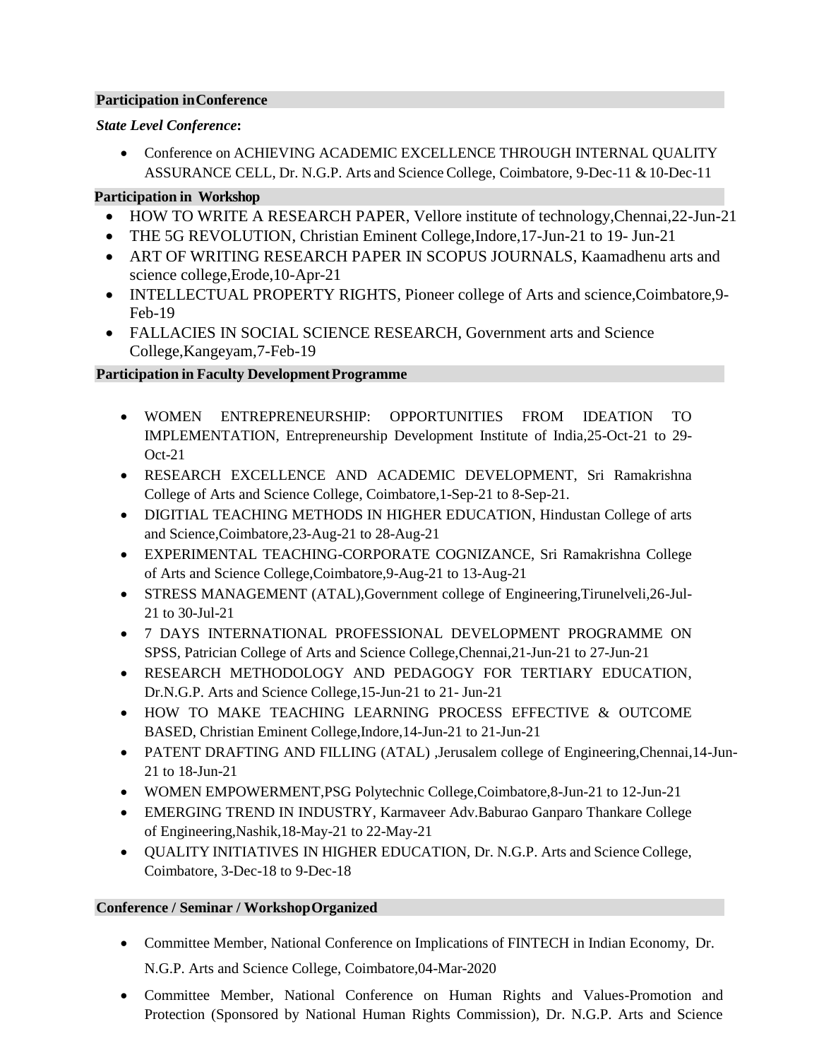## Participation in Conference

***State Level Conference*:**

- Conference on ACHIEVING ACADEMIC EXCELLENCE THROUGH INTERNAL QUALITY ASSURANCE CELL, Dr. N.G.P. Arts and Science College, Coimbatore, 9-Dec-11 & 10-Dec-11

## Participation in Workshop

- HOW TO WRITE A RESEARCH PAPER, Vellore institute of technology,Chennai,22-Jun-21
- THE 5G REVOLUTION, Christian Eminent College,Indore,17-Jun-21 to 19- Jun-21
- ART OF WRITING RESEARCH PAPER IN SCOPUS JOURNALS, Kaamadhenu arts and science college,Erode,10-Apr-21
- INTELLECTUAL PROPERTY RIGHTS, Pioneer college of Arts and science,Coimbatore,9-Feb-19
- FALLACIES IN SOCIAL SCIENCE RESEARCH, Government arts and Science College,Kangeyam,7-Feb-19

## Participation in Faculty Development Programme

- WOMEN ENTREPRENEURSHIP: OPPORTUNITIES FROM IDEATION TO IMPLEMENTATION, Entrepreneurship Development Institute of India,25-Oct-21 to 29-Oct-21
- RESEARCH EXCELLENCE AND ACADEMIC DEVELOPMENT, Sri Ramakrishna College of Arts and Science College, Coimbatore,1-Sep-21 to 8-Sep-21.
- DIGITIAL TEACHING METHODS IN HIGHER EDUCATION, Hindustan College of arts and Science,Coimbatore,23-Aug-21 to 28-Aug-21
- EXPERIMENTAL TEACHING-CORPORATE COGNIZANCE, Sri Ramakrishna College of Arts and Science College,Coimbatore,9-Aug-21 to 13-Aug-21
- STRESS MANAGEMENT (ATAL),Government college of Engineering,Tirunelveli,26-Jul-21 to 30-Jul-21
- 7 DAYS INTERNATIONAL PROFESSIONAL DEVELOPMENT PROGRAMME ON SPSS, Patrician College of Arts and Science College,Chennai,21-Jun-21 to 27-Jun-21
- RESEARCH METHODOLOGY AND PEDAGOGY FOR TERTIARY EDUCATION, Dr.N.G.P. Arts and Science College,15-Jun-21 to 21- Jun-21
- HOW TO MAKE TEACHING LEARNING PROCESS EFFECTIVE & OUTCOME BASED, Christian Eminent College,Indore,14-Jun-21 to 21-Jun-21
- PATENT DRAFTING AND FILLING (ATAL) ,Jerusalem college of Engineering,Chennai,14-Jun-21 to 18-Jun-21
- WOMEN EMPOWERMENT,PSG Polytechnic College,Coimbatore,8-Jun-21 to 12-Jun-21
- EMERGING TREND IN INDUSTRY, Karmaveer Adv.Baburao Ganparo Thankare College of Engineering,Nashik,18-May-21 to 22-May-21
- QUALITY INITIATIVES IN HIGHER EDUCATION, Dr. N.G.P. Arts and Science College, Coimbatore, 3-Dec-18 to 9-Dec-18

## Conference / Seminar / Workshop Organized

- Committee Member, National Conference on Implications of FINTECH in Indian Economy, Dr. N.G.P. Arts and Science College, Coimbatore,04-Mar-2020
- Committee Member, National Conference on Human Rights and Values-Promotion and Protection (Sponsored by National Human Rights Commission), Dr. N.G.P. Arts and Science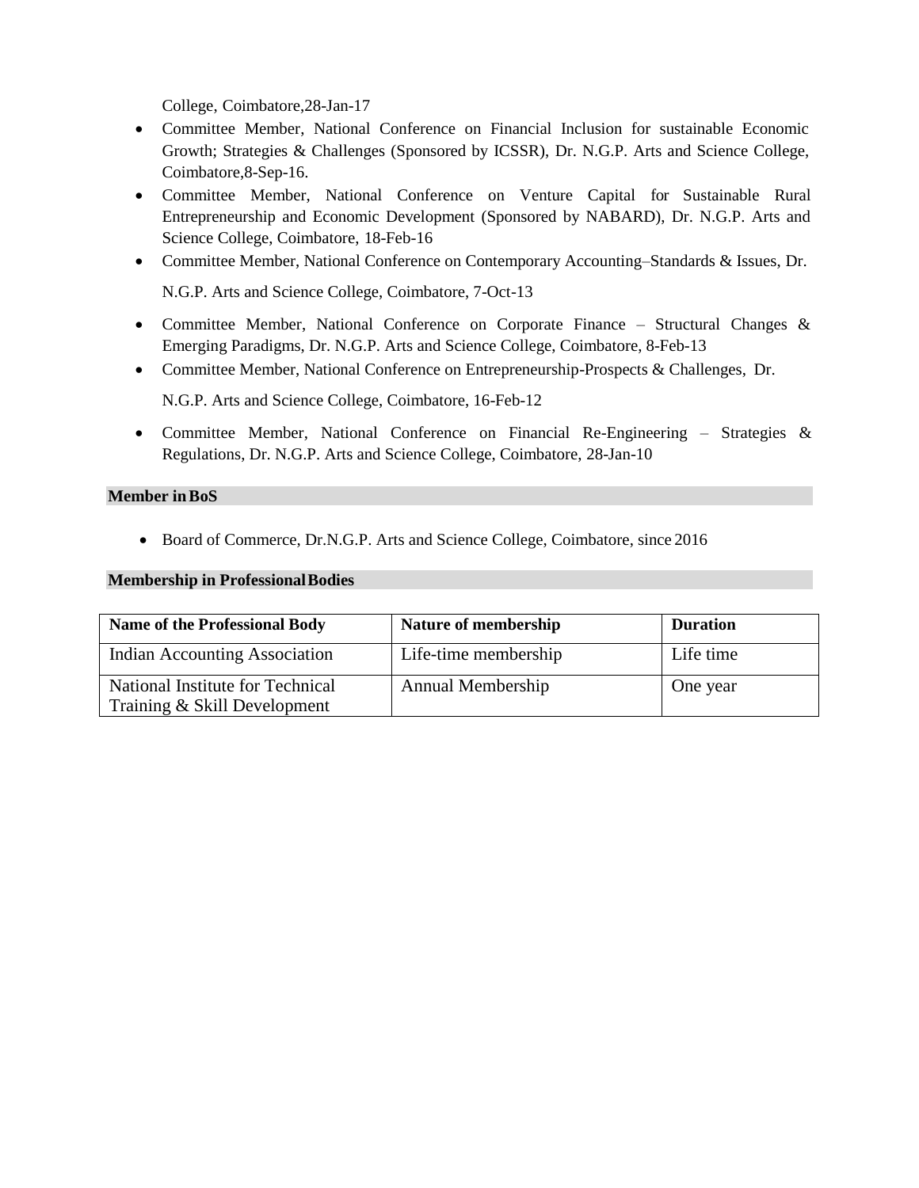College, Coimbatore,28-Jan-17

- Committee Member, National Conference on Financial Inclusion for sustainable Economic Growth; Strategies & Challenges (Sponsored by ICSSR), Dr. N.G.P. Arts and Science College, Coimbatore,8-Sep-16.
- Committee Member, National Conference on Venture Capital for Sustainable Rural Entrepreneurship and Economic Development (Sponsored by NABARD), Dr. N.G.P. Arts and Science College, Coimbatore, 18-Feb-16
- Committee Member, National Conference on Contemporary Accounting–Standards & Issues, Dr. N.G.P. Arts and Science College, Coimbatore, 7-Oct-13
- Committee Member, National Conference on Corporate Finance – Structural Changes & Emerging Paradigms, Dr. N.G.P. Arts and Science College, Coimbatore, 8-Feb-13
- Committee Member, National Conference on Entrepreneurship-Prospects & Challenges, Dr. N.G.P. Arts and Science College, Coimbatore, 16-Feb-12
- Committee Member, National Conference on Financial Re-Engineering – Strategies & Regulations, Dr. N.G.P. Arts and Science College, Coimbatore, 28-Jan-10

**Member in BoS**

- Board of Commerce, Dr.N.G.P. Arts and Science College, Coimbatore, since 2016

**Membership in Professional Bodies**

| Name of the Professional Body | Nature of membership | Duration |
|---|---|---|
| Indian Accounting Association | Life-time membership | Life time |
| National Institute for Technical Training & Skill Development | Annual Membership | One year |